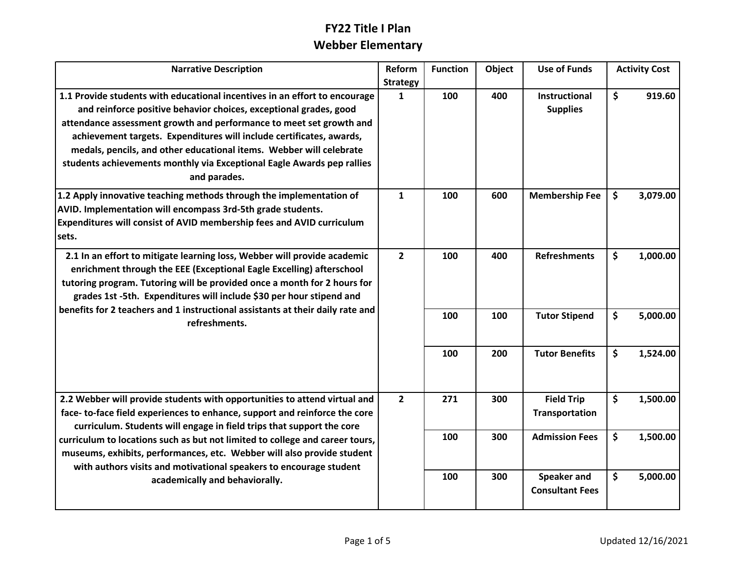# FY22 Title I Plan
## Webber Elementary

| Narrative Description | Reform Strategy | Function | Object | Use of Funds | Activity Cost |
|---|---|---|---|---|---|
| **1.1 Provide students with educational incentives in an effort to encourage and reinforce positive behavior choices, exceptional grades, good attendance assessment growth and performance to meet set growth and achievement targets. Expenditures will include certificates, awards, medals, pencils, and other educational items. Webber will celebrate students achievements monthly via Exceptional Eagle Awards pep rallies and parades.** | 1 | 100 | 400 | Instructional Supplies | $ 919.60 |
| **1.2 Apply innovative teaching methods through the implementation of AVID. Implementation will encompass 3rd-5th grade students. Expenditures will consist of AVID membership fees and AVID curriculum sets.** | 1 | 100 | 600 | Membership Fee | $ 3,079.00 |
| **2.1 In an effort to mitigate learning loss, Webber will provide academic enrichment through the EEE (Exceptional Eagle Excelling) afterschool tutoring program. Tutoring will be provided once a month for 2 hours for grades 1st -5th. Expenditures will include $30 per hour stipend and benefits for 2 teachers and 1 instructional assistants at their daily rate and refreshments.** | 2 | 100 | 400 | Refreshments | $ 1,000.00 |
| | | 100 | 100 | Tutor Stipend | $ 5,000.00 |
| | | 100 | 200 | Tutor Benefits | $ 1,524.00 |
| **2.2 Webber will provide students with opportunities to attend virtual and face- to-face field experiences to enhance, support and reinforce the core curriculum. Students will engage in field trips that support the core curriculum to locations such as but not limited to college and career tours, museums, exhibits, performances, etc. Webber will also provide student with authors visits and motivational speakers to encourage student academically and behaviorally.** | 2 | 271 | 300 | Field Trip Transportation | $ 1,500.00 |
| | | 100 | 300 | Admission Fees | $ 1,500.00 |
| | | 100 | 300 | Speaker and Consultant Fees | $ 5,000.00 |

Updated 12/16/2021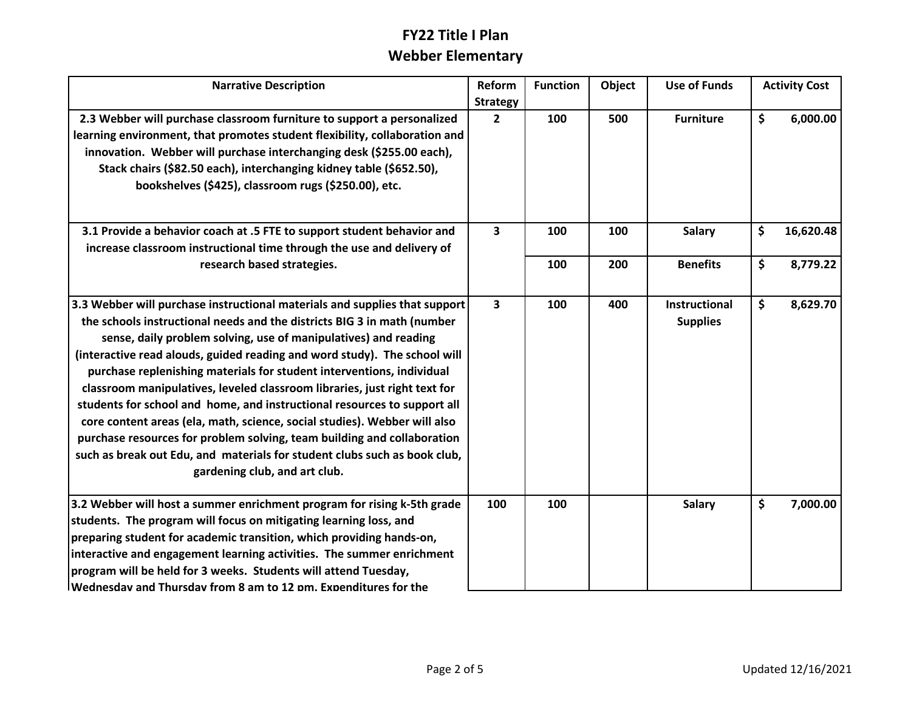# FY22 Title I Plan
# Webber Elementary

| Narrative Description | Reform Strategy | Function | Object | Use of Funds | Activity Cost |
|---|---|---|---|---|---|
| **2.3 Webber will purchase classroom furniture to support a personalized learning environment, that promotes student flexibility, collaboration and innovation. Webber will purchase interchanging desk ($255.00 each), Stack chairs ($82.50 each), interchanging kidney table ($652.50), bookshelves ($425), classroom rugs ($250.00), etc.** | **2** | **100** | **500** | **Furniture** | **$ 6,000.00** |
| **3.1 Provide a behavior coach at .5 FTE to support student behavior and increase classroom instructional time through the use and delivery of research based strategies.** | **3** | **100** | **100** | **Salary** | **$ 16,620.48** |
| | | **100** | **200** | **Benefits** | **$ 8,779.22** |
| **3.3 Webber will purchase instructional materials and supplies that support the schools instructional needs and the districts BIG 3 in math (number sense, daily problem solving, use of manipulatives) and reading (interactive read alouds, guided reading and word study). The school will purchase replenishing materials for student interventions, individual classroom manipulatives, leveled classroom libraries, just right text for students for school and home, and instructional resources to support all core content areas (ela, math, science, social studies). Webber will also purchase resources for problem solving, team building and collaboration such as break out Edu, and materials for student clubs such as book club, gardening club, and art club.** | **3** | **100** | **400** | **Instructional Supplies** | **$ 8,629.70** |
| **3.2 Webber will host a summer enrichment program for rising k-5th grade students. The program will focus on mitigating learning loss, and preparing student for academic transition, which providing hands-on, interactive and engagement learning activities. The summer enrichment program will be held for 3 weeks. Students will attend Tuesday, Wednesday and Thursday from 8 am to 12 pm. Expenditures for the** | **100** | **100** | | **Salary** | **$ 7,000.00** |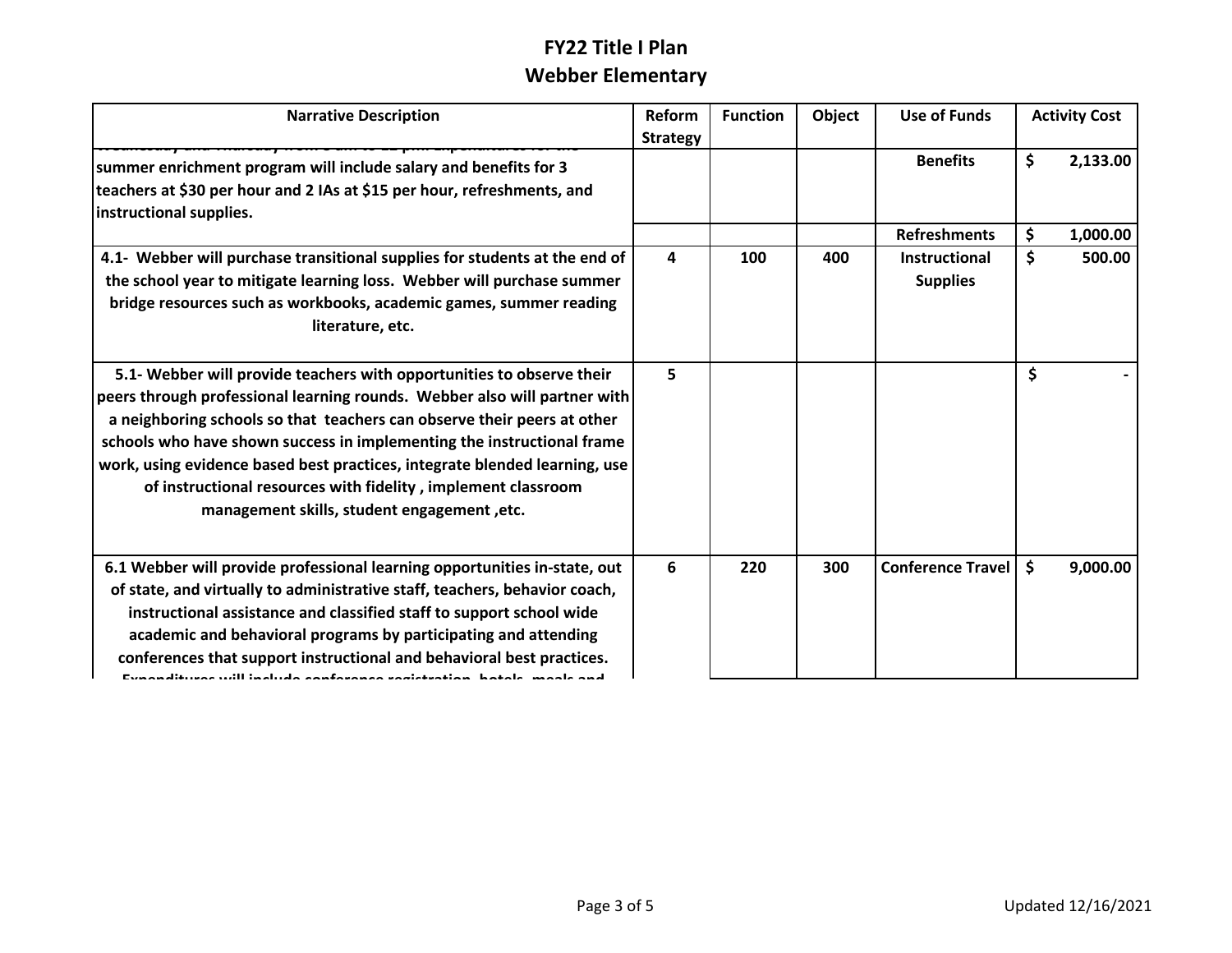# FY22 Title I Plan
# Webber Elementary

| Narrative Description | Reform Strategy | Function | Object | Use of Funds | Activity Cost |
|---|---|---|---|---|---|
| summer enrichment program will include salary and benefits for 3 teachers at $30 per hour and 2 IAs at $15 per hour, refreshments, and instructional supplies. | | | | Benefits | $ 2,133.00 |
| | | | | Refreshments | $ 1,000.00 |
| 4.1- Webber will purchase transitional supplies for students at the end of the school year to mitigate learning loss. Webber will purchase summer bridge resources such as workbooks, academic games, summer reading literature, etc. | 4 | 100 | 400 | Instructional Supplies | $ 500.00 |
| 5.1- Webber will provide teachers with opportunities to observe their peers through professional learning rounds. Webber also will partner with a neighboring schools so that teachers can observe their peers at other schools who have shown success in implementing the instructional frame work, using evidence based best practices, integrate blended learning, use of instructional resources with fidelity , implement classroom management skills, student engagement ,etc. | 5 | | | | $ - |
| 6.1 Webber will provide professional learning opportunities in-state, out of state, and virtually to administrative staff, teachers, behavior coach, instructional assistance and classified staff to support school wide academic and behavioral programs by participating and attending conferences that support instructional and behavioral best practices. | 6 | 220 | 300 | Conference Travel | $ 9,000.00 |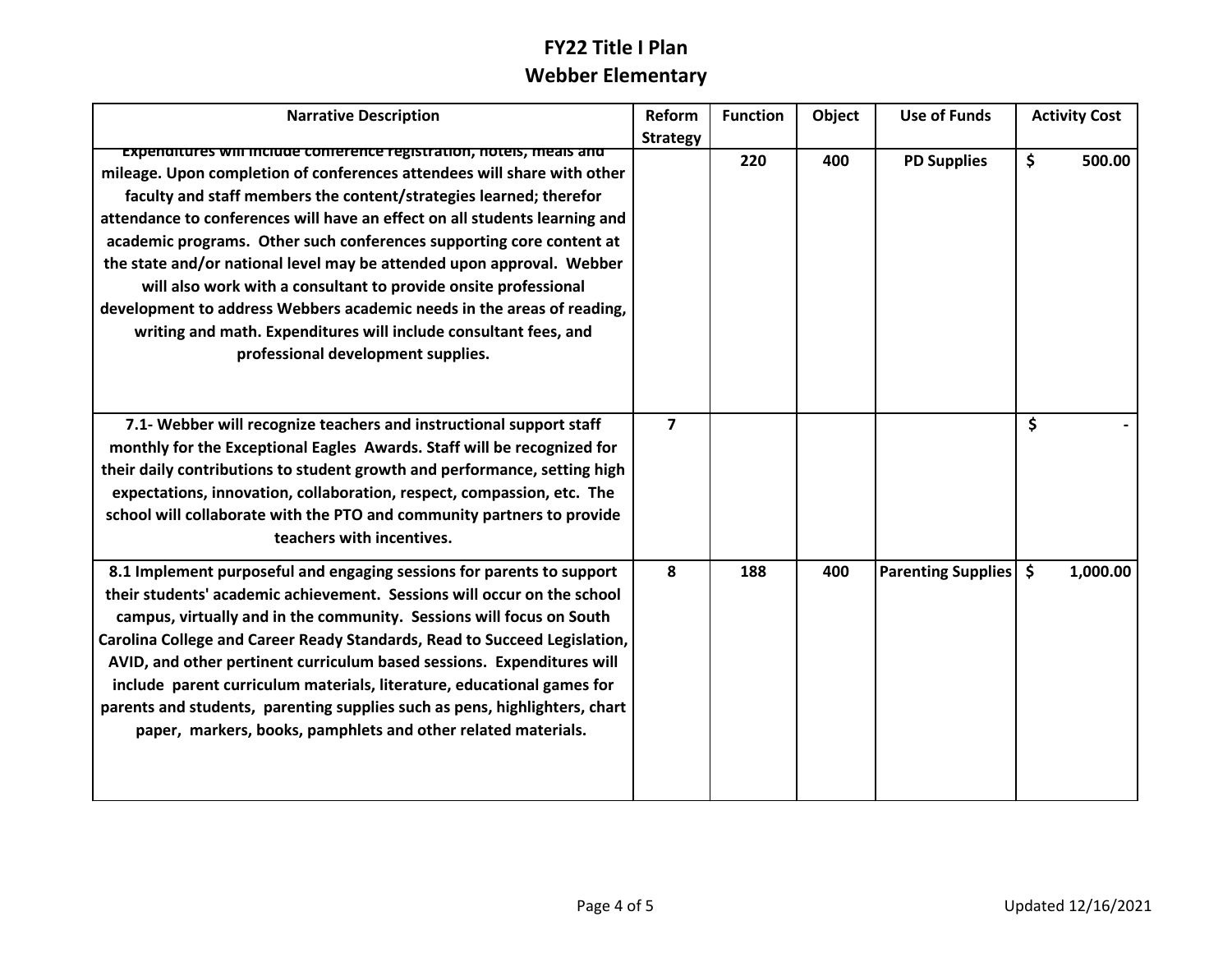# FY22 Title I Plan
## Webber Elementary

| Narrative Description | Reform Strategy | Function | Object | Use of Funds | Activity Cost |
|---|---|---|---|---|---|
| Expenditures will include conference registration, hotels, meals and mileage. Upon completion of conferences attendees will share with other faculty and staff members the content/strategies learned; therefor attendance to conferences will have an effect on all students learning and academic programs. Other such conferences supporting core content at the state and/or national level may be attended upon approval. Webber will also work with a consultant to provide onsite professional development to address Webbers academic needs in the areas of reading, writing and math. Expenditures will include consultant fees, and professional development supplies. | | 220 | 400 | PD Supplies | $ 500.00 |
| 7.1- Webber will recognize teachers and instructional support staff monthly for the Exceptional Eagles Awards. Staff will be recognized for their daily contributions to student growth and performance, setting high expectations, innovation, collaboration, respect, compassion, etc. The school will collaborate with the PTO and community partners to provide teachers with incentives. | 7 | | | | $ - |
| 8.1 Implement purposeful and engaging sessions for parents to support their students' academic achievement. Sessions will occur on the school campus, virtually and in the community. Sessions will focus on South Carolina College and Career Ready Standards, Read to Succeed Legislation, AVID, and other pertinent curriculum based sessions. Expenditures will include parent curriculum materials, literature, educational games for parents and students, parenting supplies such as pens, highlighters, chart paper, markers, books, pamphlets and other related materials. | 8 | 188 | 400 | Parenting Supplies | $ 1,000.00 |

Updated 12/16/2021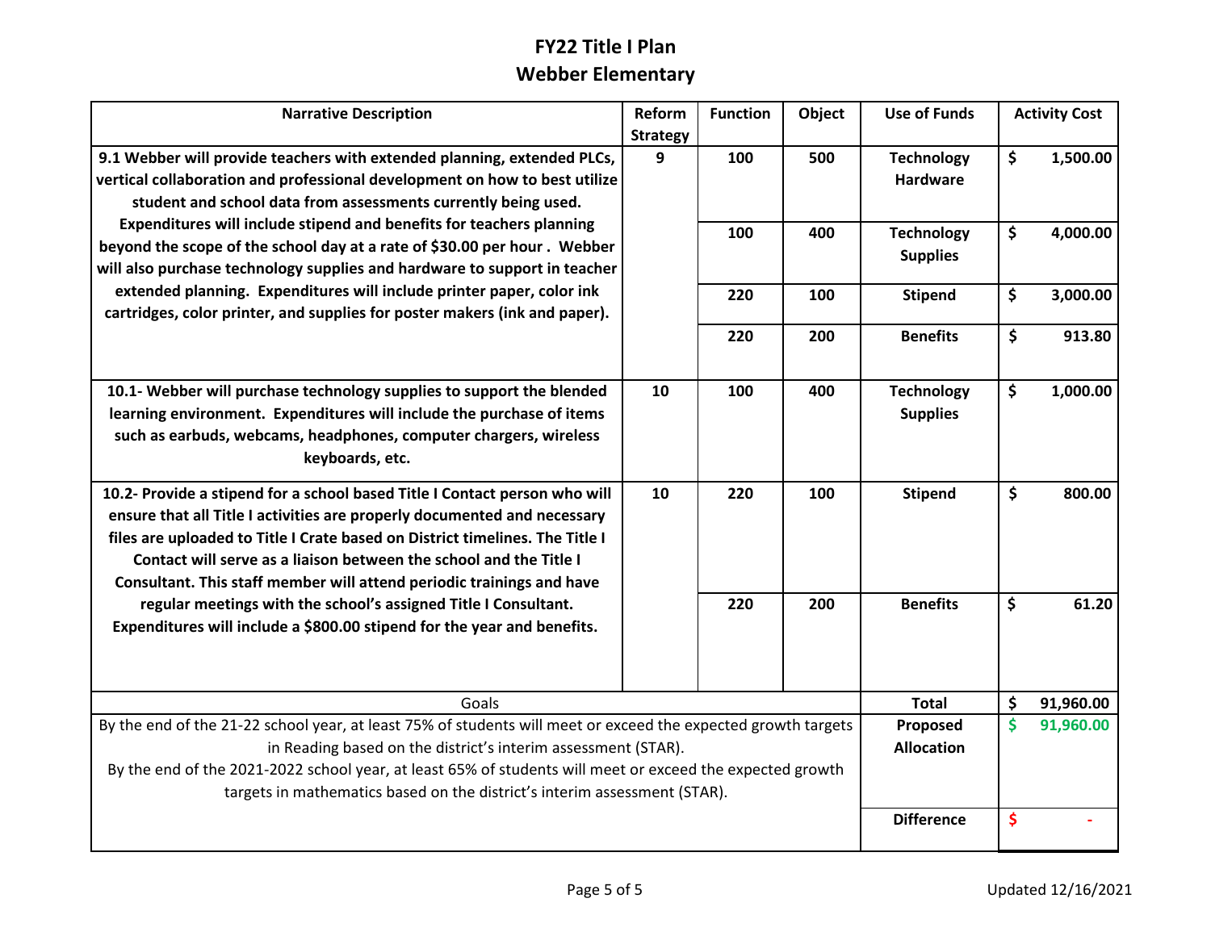# FY22 Title I Plan
## Webber Elementary

| Narrative Description | Reform Strategy | Function | Object | Use of Funds | Activity Cost |
|---|---|---|---|---|---|
| **9.1 Webber will provide teachers with extended planning, extended PLCs, vertical collaboration and professional development on how to best utilize student and school data from assessments currently being used. Expenditures will include stipend and benefits for teachers planning beyond the scope of the school day at a rate of $30.00 per hour . Webber will also purchase technology supplies and hardware to support in teacher extended planning. Expenditures will include printer paper, color ink cartridges, color printer, and supplies for poster makers (ink and paper).** | **9** | **100** | **500** | **Technology Hardware** | **$ 1,500.00** |
| | | **100** | **400** | **Technology Supplies** | **$ 4,000.00** |
| | | **220** | **100** | **Stipend** | **$ 3,000.00** |
| | | **220** | **200** | **Benefits** | **$ 913.80** |
| **10.1- Webber will purchase technology supplies to support the blended learning environment. Expenditures will include the purchase of items such as earbuds, webcams, headphones, computer chargers, wireless keyboards, etc.** | **10** | **100** | **400** | **Technology Supplies** | **$ 1,000.00** |
| **10.2- Provide a stipend for a school based Title I Contact person who will ensure that all Title I activities are properly documented and necessary files are uploaded to Title I Crate based on District timelines. The Title I Contact will serve as a liaison between the school and the Title I Consultant. This staff member will attend periodic trainings and have regular meetings with the school's assigned Title I Consultant. Expenditures will include a $800.00 stipend for the year and benefits.** | **10** | **220** | **100** | **Stipend** | **$ 800.00** |
| | | **220** | **200** | **Benefits** | **$ 61.20** |
| Goals | | | | **Total** | **$ 91,960.00** |
| By the end of the 21-22 school year, at least 75% of students will meet or exceed the expected growth targets in Reading based on the district's interim assessment (STAR). By the end of the 2021-2022 school year, at least 65% of students will meet or exceed the expected growth targets in mathematics based on the district's interim assessment (STAR). | | | | **Proposed Allocation** | **$ 91,960.00** |
| | | | | **Difference** | **$ -** |